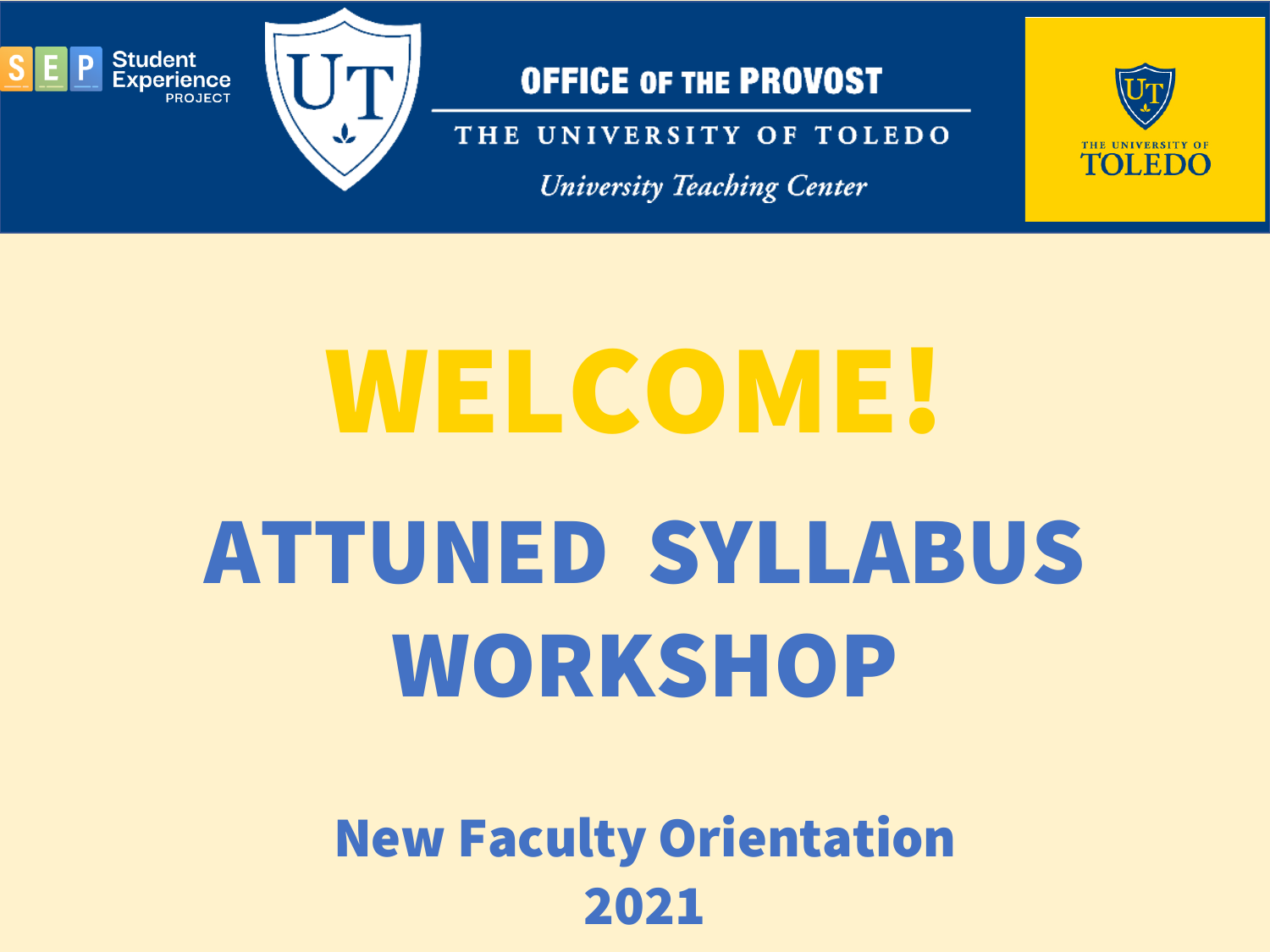Student Experience PROJECT

**OFFICE OF THE PROVOST**

THE UNIVERSITY OF TOLEDO

*University Teaching Center*

THE UNIVERSITY OF TOLEDO

# WELCOME!

# ATTUNED SYLLABUS WORKSHOP

## New Faculty Orientation 2021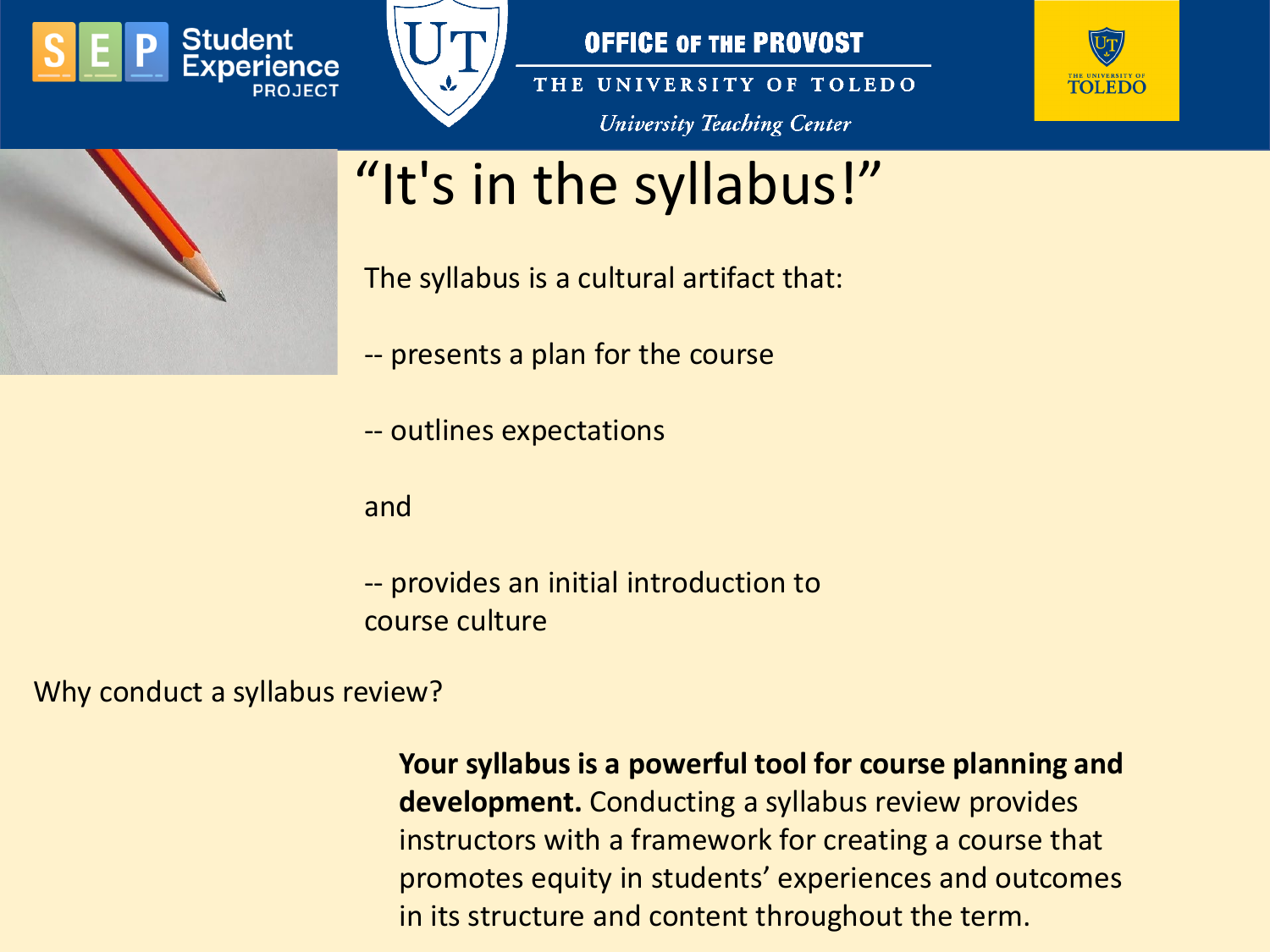# "It's in the syllabus!"

The syllabus is a cultural artifact that:

-- presents a plan for the course

-- outlines expectations

and

-- provides an initial introduction to course culture

Why conduct a syllabus review?

**Your syllabus is a powerful tool for course planning and development.** Conducting a syllabus review provides instructors with a framework for creating a course that promotes equity in students' experiences and outcomes in its structure and content throughout the term.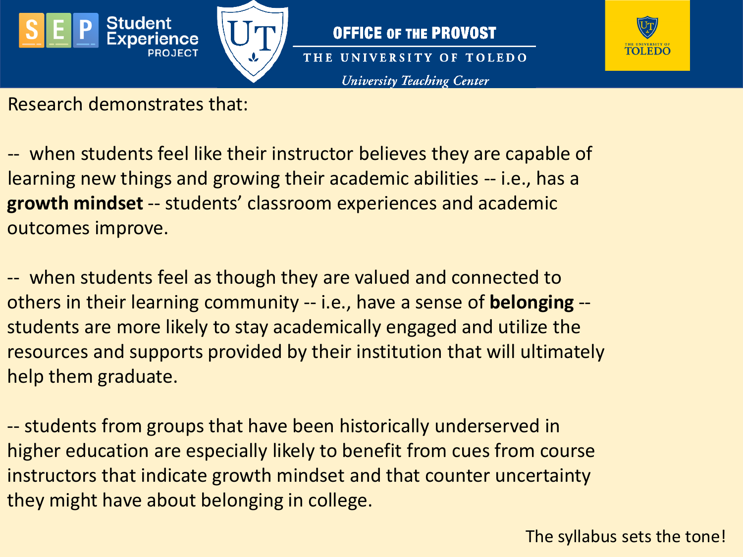Research demonstrates that:

-- when students feel like their instructor believes they are capable of learning new things and growing their academic abilities -- i.e., has a **growth mindset** -- students' classroom experiences and academic outcomes improve.

-- when students feel as though they are valued and connected to others in their learning community -- i.e., have a sense of **belonging** -- students are more likely to stay academically engaged and utilize the resources and supports provided by their institution that will ultimately help them graduate.

-- students from groups that have been historically underserved in higher education are especially likely to benefit from cues from course instructors that indicate growth mindset and that counter uncertainty they might have about belonging in college.

The syllabus sets the tone!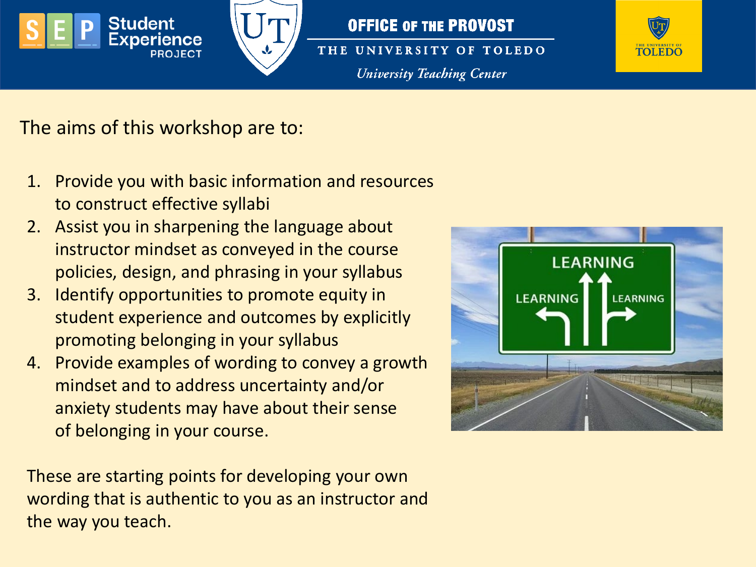The aims of this workshop are to:

1. Provide you with basic information and resources to construct effective syllabi
2. Assist you in sharpening the language about instructor mindset as conveyed in the course policies, design, and phrasing in your syllabus
3. Identify opportunities to promote equity in student experience and outcomes by explicitly promoting belonging in your syllabus
4. Provide examples of wording to convey a growth mindset and to address uncertainty and/or anxiety students may have about their sense of belonging in your course.

These are starting points for developing your own wording that is authentic to you as an instructor and the way you teach.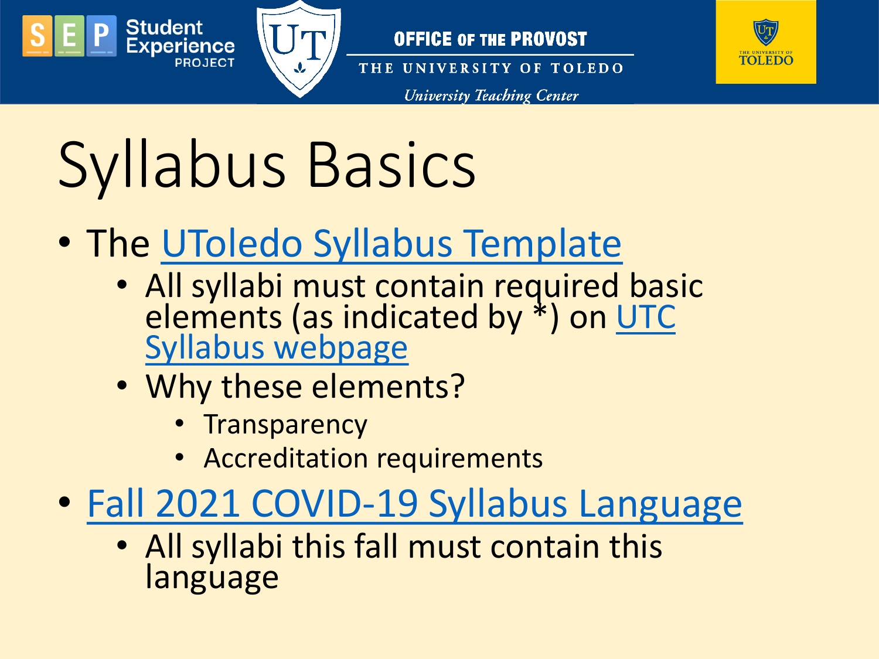# Syllabus Basics

- The UToledo Syllabus Template
  - All syllabi must contain required basic elements (as indicated by *) on UTC Syllabus webpage
  - Why these elements?
    - Transparency
    - Accreditation requirements
- Fall 2021 COVID-19 Syllabus Language
  - All syllabi this fall must contain this language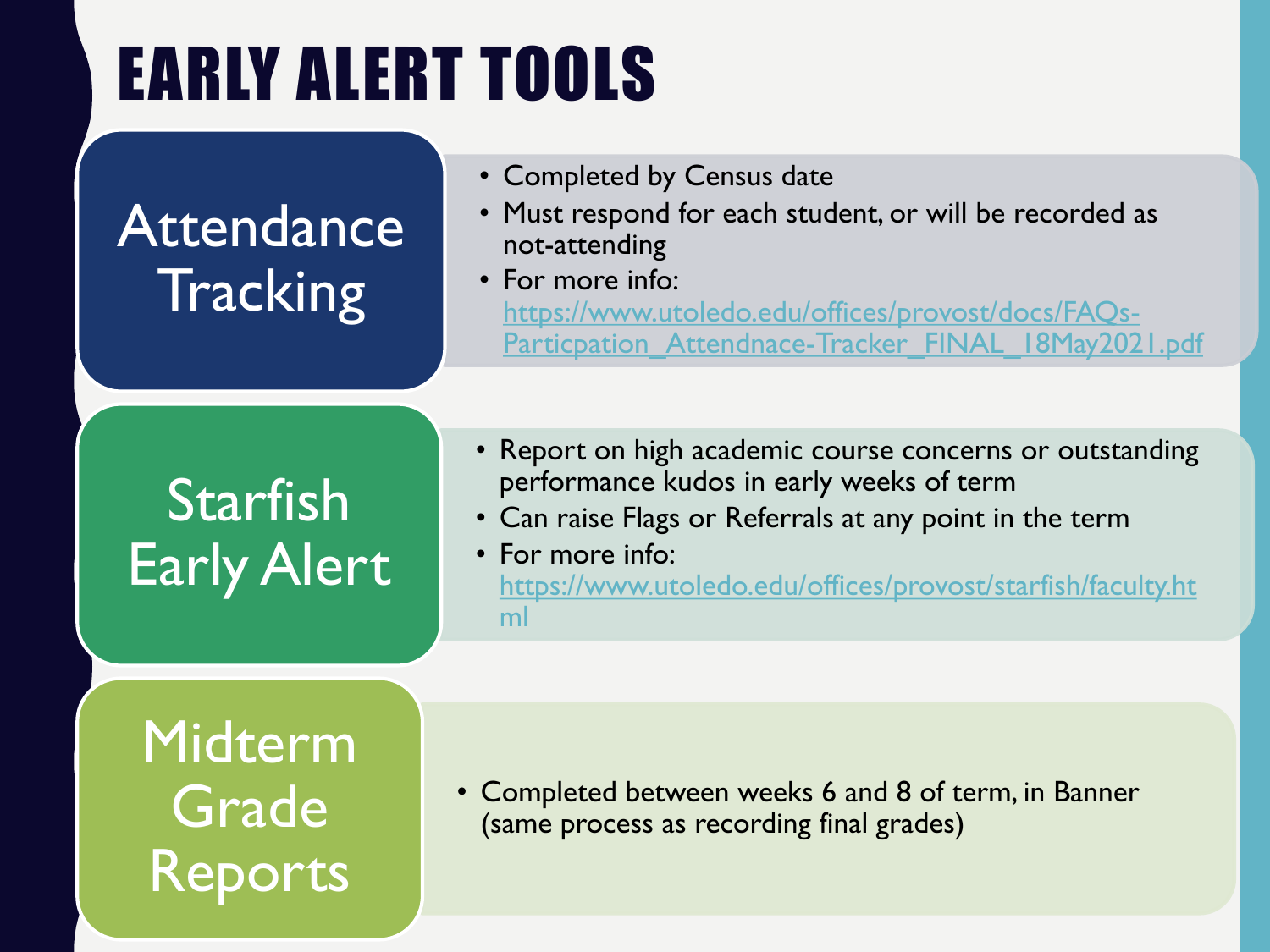# EARLY ALERT TOOLS

## Attendance Tracking

- Completed by Census date
- Must respond for each student, or will be recorded as not-attending
- For more info: https://www.utoledo.edu/offices/provost/docs/FAQs-Particpation_Attendnace-Tracker_FINAL_18May2021.pdf

## Starfish Early Alert

- Report on high academic course concerns or outstanding performance kudos in early weeks of term
- Can raise Flags or Referrals at any point in the term
- For more info: https://www.utoledo.edu/offices/provost/starfish/faculty.html

## Midterm Grade Reports

- Completed between weeks 6 and 8 of term, in Banner (same process as recording final grades)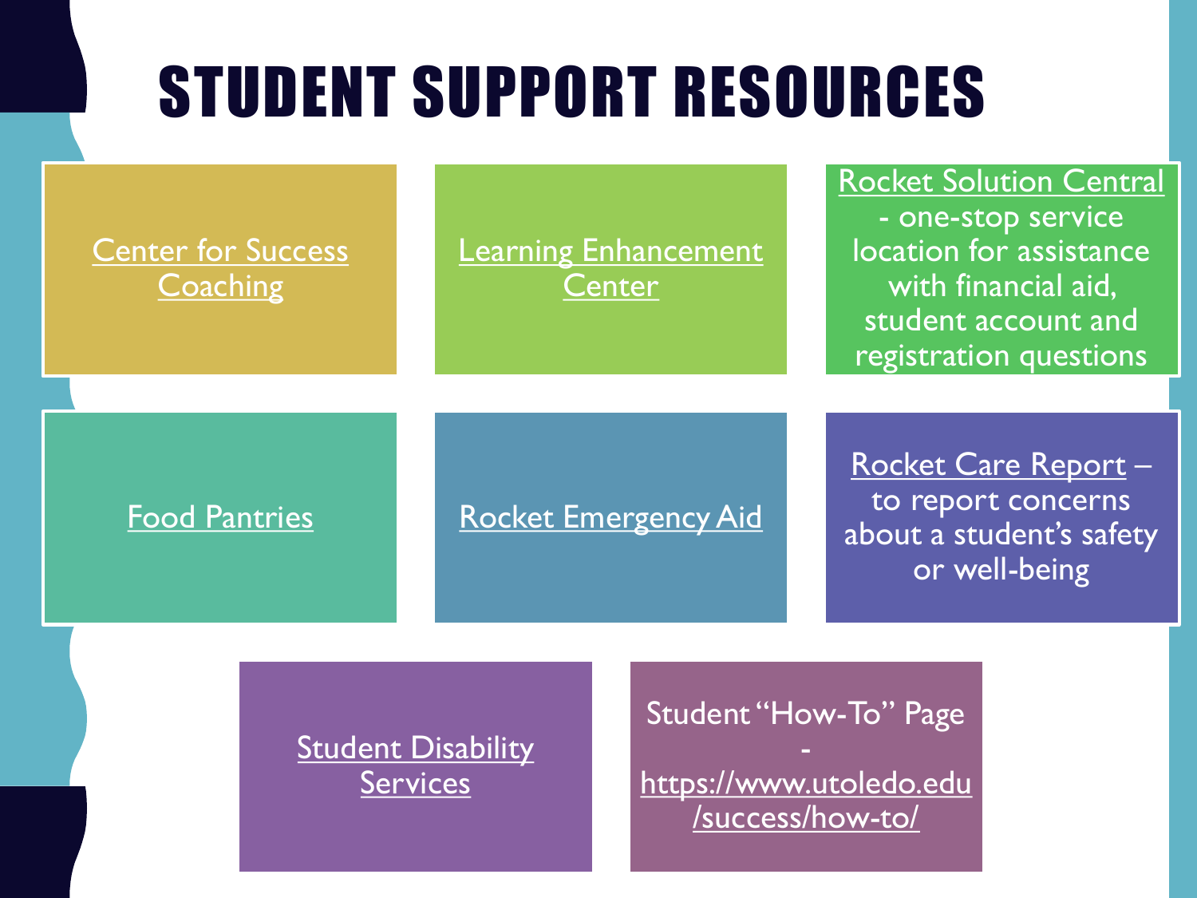# STUDENT SUPPORT RESOURCES

- Center for Success Coaching
- Learning Enhancement Center
- Rocket Solution Central - one-stop service location for assistance with financial aid, student account and registration questions
- Food Pantries
- Rocket Emergency Aid
- Rocket Care Report – to report concerns about a student's safety or well-being
- Student Disability Services
- Student "How-To" Page - https://www.utoledo.edu/success/how-to/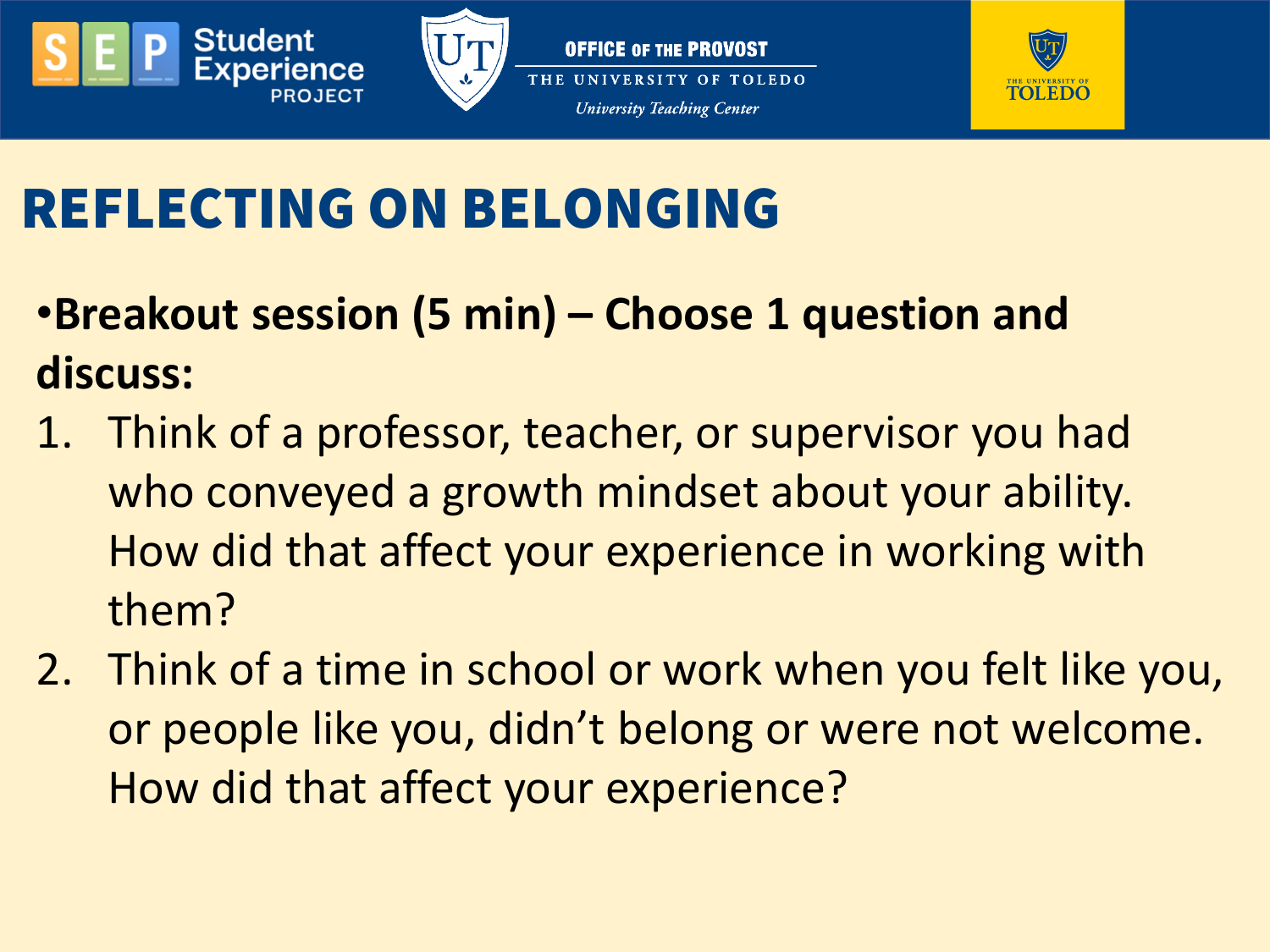# REFLECTING ON BELONGING

- **Breakout session (5 min) – Choose 1 question and discuss:**

1. Think of a professor, teacher, or supervisor you had who conveyed a growth mindset about your ability. How did that affect your experience in working with them?
2. Think of a time in school or work when you felt like you, or people like you, didn't belong or were not welcome. How did that affect your experience?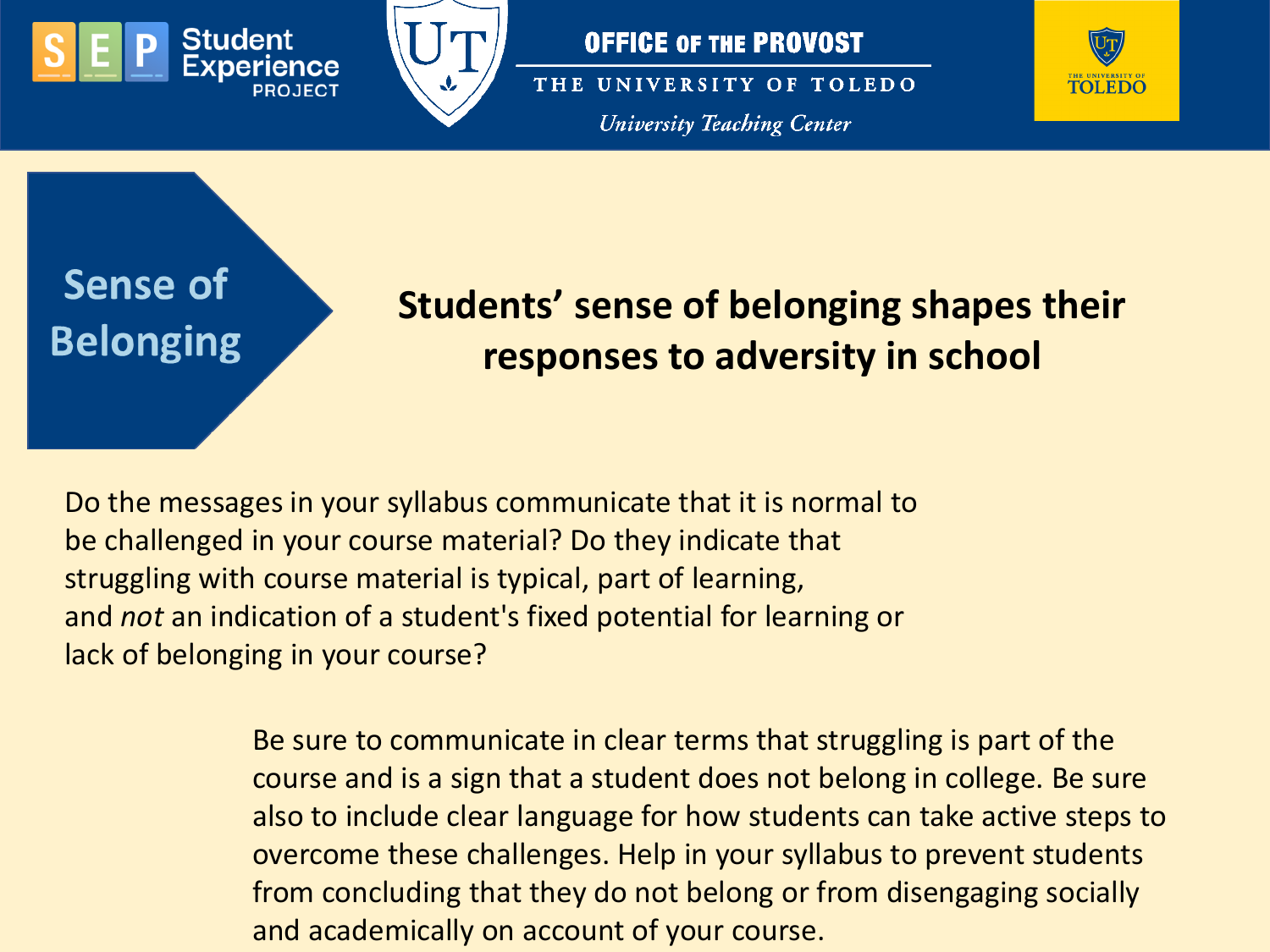# Sense of Belonging

## Students' sense of belonging shapes their responses to adversity in school

Do the messages in your syllabus communicate that it is normal to be challenged in your course material? Do they indicate that struggling with course material is typical, part of learning, and *not* an indication of a student's fixed potential for learning or lack of belonging in your course?

Be sure to communicate in clear terms that struggling is part of the course and is a sign that a student does not belong in college. Be sure also to include clear language for how students can take active steps to overcome these challenges. Help in your syllabus to prevent students from concluding that they do not belong or from disengaging socially and academically on account of your course.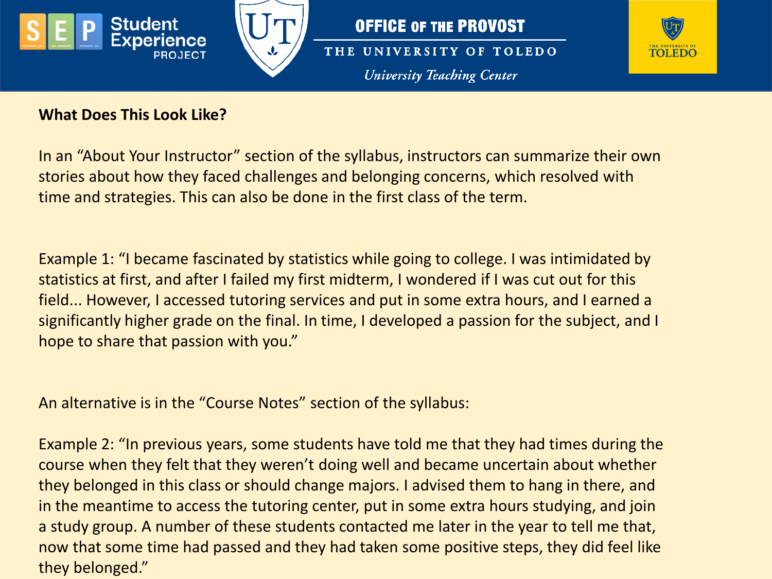**What Does This Look Like?**

In an "About Your Instructor" section of the syllabus, instructors can summarize their own stories about how they faced challenges and belonging concerns, which resolved with time and strategies. This can also be done in the first class of the term.

Example 1: "I became fascinated by statistics while going to college. I was intimidated by statistics at first, and after I failed my first midterm, I wondered if I was cut out for this field... However, I accessed tutoring services and put in some extra hours, and I earned a significantly higher grade on the final. In time, I developed a passion for the subject, and I hope to share that passion with you."

An alternative is in the "Course Notes" section of the syllabus:

Example 2: "In previous years, some students have told me that they had times during the course when they felt that they weren't doing well and became uncertain about whether they belonged in this class or should change majors. I advised them to hang in there, and in the meantime to access the tutoring center, put in some extra hours studying, and join a study group. A number of these students contacted me later in the year to tell me that, now that some time had passed and they had taken some positive steps, they did feel like they belonged."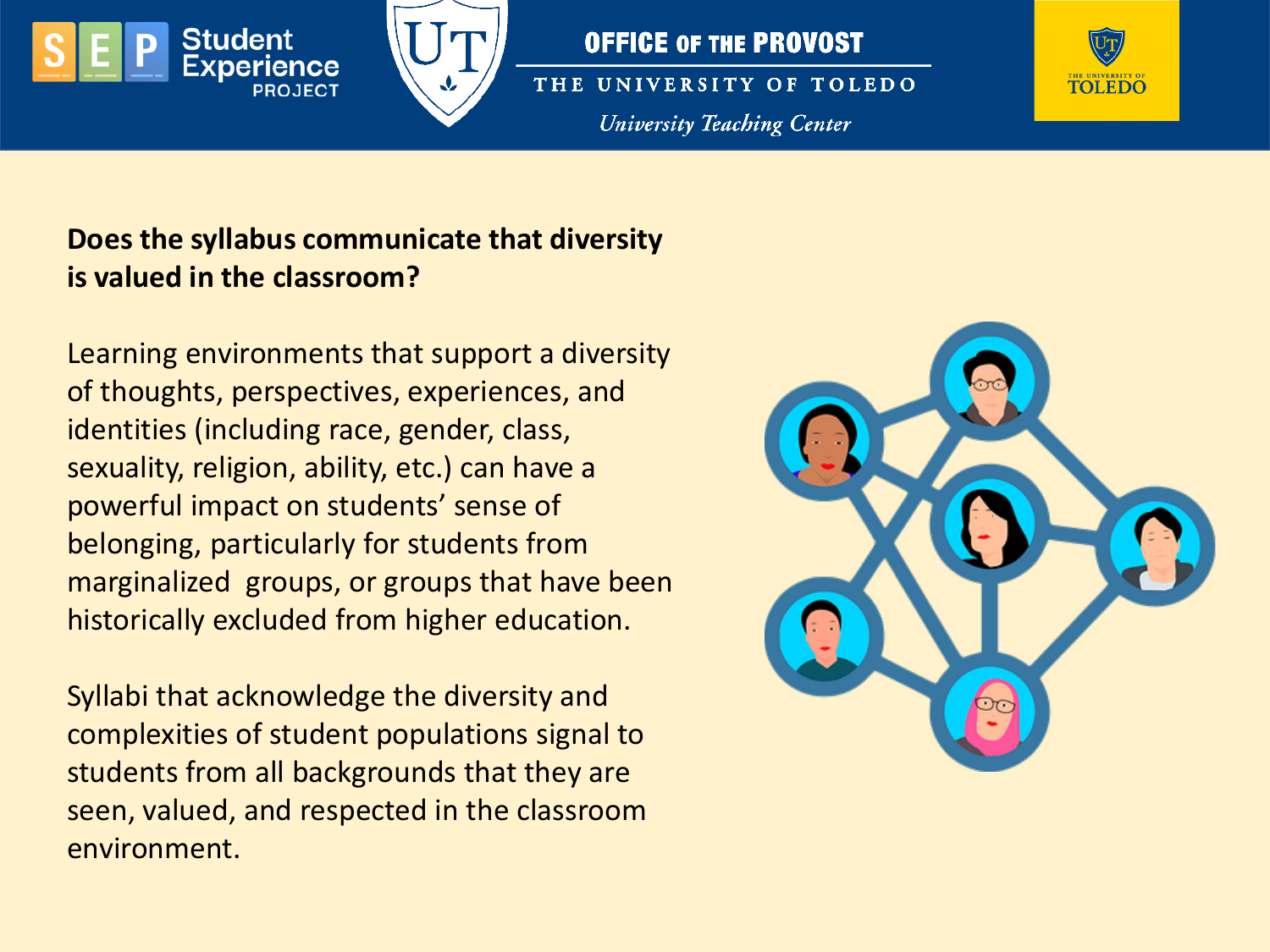**Does the syllabus communicate that diversity is valued in the classroom?**

Learning environments that support a diversity of thoughts, perspectives, experiences, and identities (including race, gender, class, sexuality, religion, ability, etc.) can have a powerful impact on students' sense of belonging, particularly for students from marginalized groups, or groups that have been historically excluded from higher education.

Syllabi that acknowledge the diversity and complexities of student populations signal to students from all backgrounds that they are seen, valued, and respected in the classroom environment.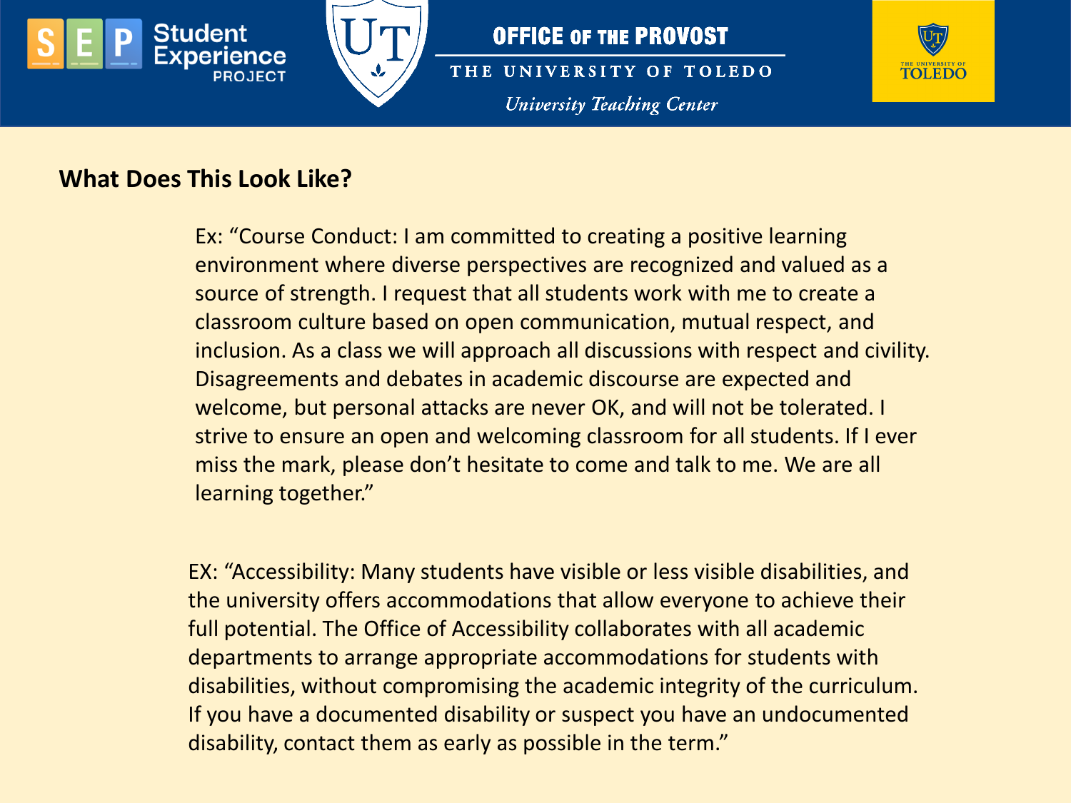## What Does This Look Like?

Ex: "Course Conduct: I am committed to creating a positive learning environment where diverse perspectives are recognized and valued as a source of strength. I request that all students work with me to create a classroom culture based on open communication, mutual respect, and inclusion. As a class we will approach all discussions with respect and civility. Disagreements and debates in academic discourse are expected and welcome, but personal attacks are never OK, and will not be tolerated. I strive to ensure an open and welcoming classroom for all students. If I ever miss the mark, please don't hesitate to come and talk to me. We are all learning together."

EX: "Accessibility: Many students have visible or less visible disabilities, and the university offers accommodations that allow everyone to achieve their full potential. The Office of Accessibility collaborates with all academic departments to arrange appropriate accommodations for students with disabilities, without compromising the academic integrity of the curriculum. If you have a documented disability or suspect you have an undocumented disability, contact them as early as possible in the term."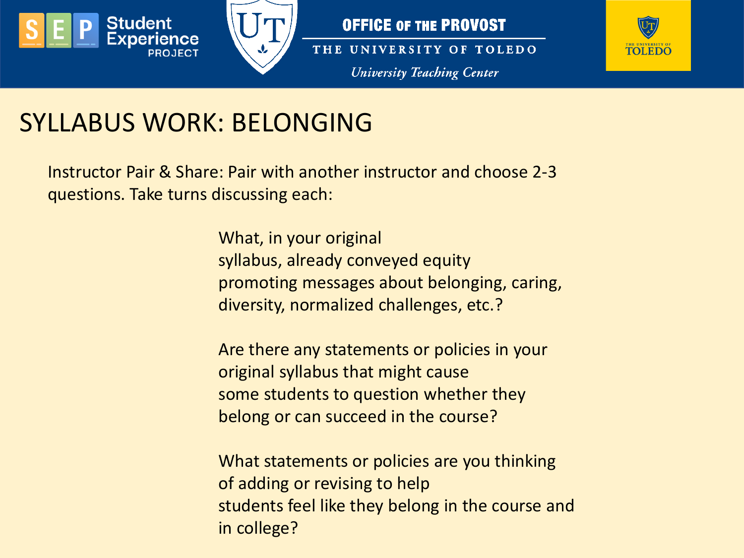# SYLLABUS WORK: BELONGING

Instructor Pair & Share: Pair with another instructor and choose 2-3 questions. Take turns discussing each:

What, in your original syllabus, already conveyed equity promoting messages about belonging, caring, diversity, normalized challenges, etc.?

Are there any statements or policies in your original syllabus that might cause some students to question whether they belong or can succeed in the course?

What statements or policies are you thinking of adding or revising to help students feel like they belong in the course and in college?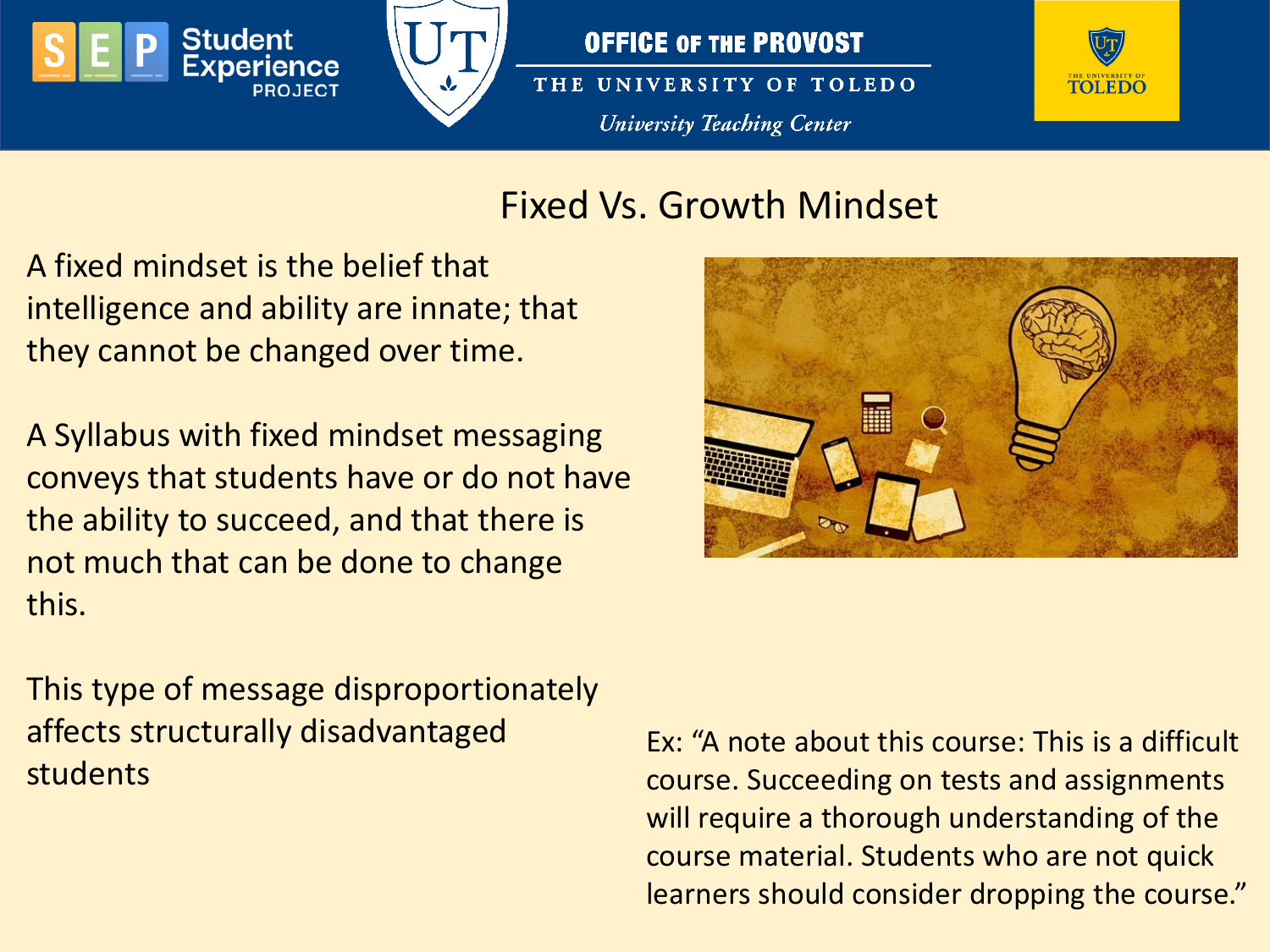# Fixed Vs. Growth Mindset

A fixed mindset is the belief that intelligence and ability are innate; that they cannot be changed over time.

A Syllabus with fixed mindset messaging conveys that students have or do not have the ability to succeed, and that there is not much that can be done to change this.

This type of message disproportionately affects structurally disadvantaged students

Ex: "A note about this course: This is a difficult course. Succeeding on tests and assignments will require a thorough understanding of the course material. Students who are not quick learners should consider dropping the course."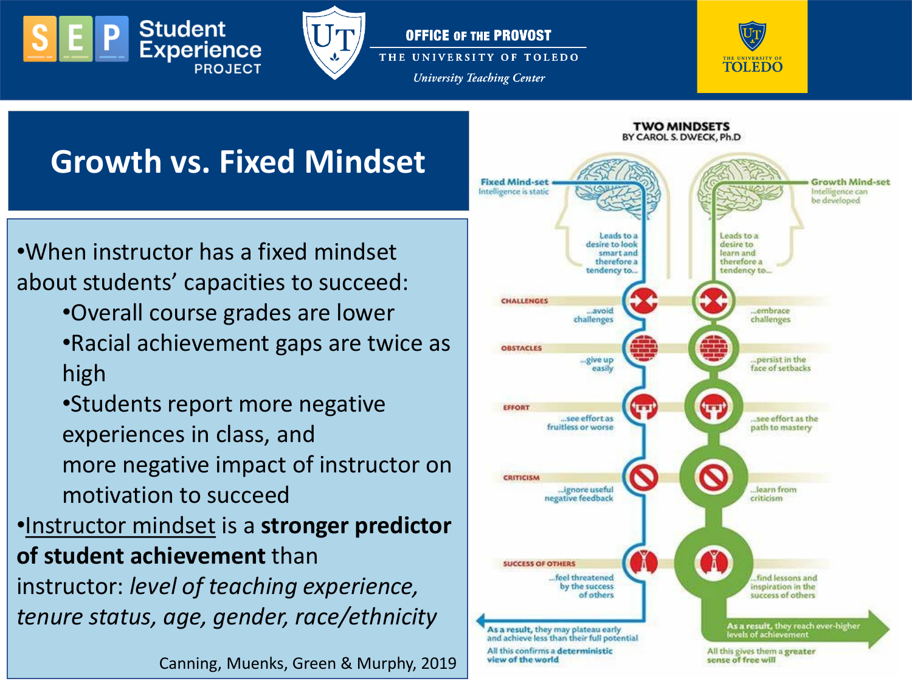# Growth vs. Fixed Mindset

- When instructor has a fixed mindset about students' capacities to succeed:
  - Overall course grades are lower
  - Racial achievement gaps are twice as high
  - Students report more negative experiences in class, and more negative impact of instructor on motivation to succeed
- <u>Instructor mindset</u> is a **stronger predictor of student achievement** than instructor: *level of teaching experience, tenure status, age, gender, race/ethnicity*

Canning, Muenks, Green & Murphy, 2019

**TWO MINDSETS**
BY CAROL S. DWECK, Ph.D

| | Fixed Mind-set (Intelligence is static) | Growth Mind-set (Intelligence can be developed) |
|---|---|---|
| | Leads to a desire to look smart and therefore a tendency to... | Leads to a desire to learn and therefore a tendency to... |
| CHALLENGES | ...avoid challenges | ...embrace challenges |
| OBSTACLES | ...give up easily | ...persist in the face of setbacks |
| EFFORT | ...see effort as fruitless or worse | ...see effort as the path to mastery |
| CRITICISM | ...ignore useful negative feedback | ...learn from criticism |
| SUCCESS OF OTHERS | ...feel threatened by the success of others | ...find lessons and inspiration in the success of others |
| | As a result, they may plateau early and achieve less than their full potential | As a result, they reach ever-higher levels of achievement |
| | All this confirms a **deterministic** view of the world | All this gives them a **greater** sense of free will |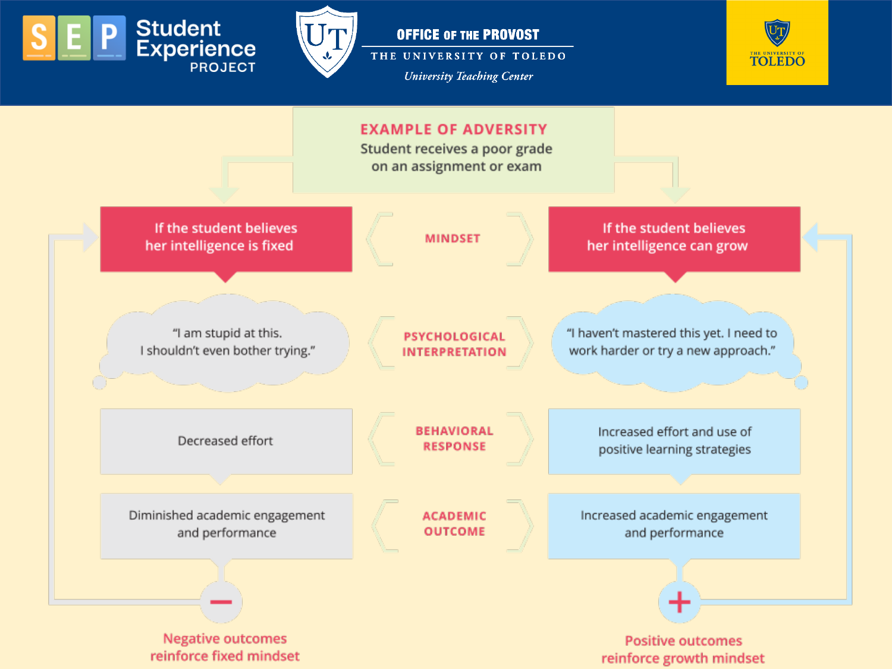Student Experience PROJECT

OFFICE OF THE PROVOST
THE UNIVERSITY OF TOLEDO
*University Teaching Center*

THE UNIVERSITY OF TOLEDO

## EXAMPLE OF ADVERSITY

Student receives a poor grade on an assignment or exam

| | Fixed mindset path | | Growth mindset path |
|---|---|---|---|
| **MINDSET** | If the student believes her intelligence is fixed | | If the student believes her intelligence can grow |
| **PSYCHOLOGICAL INTERPRETATION** | "I am stupid at this. I shouldn't even bother trying." | | "I haven't mastered this yet. I need to work harder or try a new approach." |
| **BEHAVIORAL RESPONSE** | Decreased effort | | Increased effort and use of positive learning strategies |
| **ACADEMIC OUTCOME** | Diminished academic engagement and performance | | Increased academic engagement and performance |
| | − Negative outcomes reinforce fixed mindset | | + Positive outcomes reinforce growth mindset |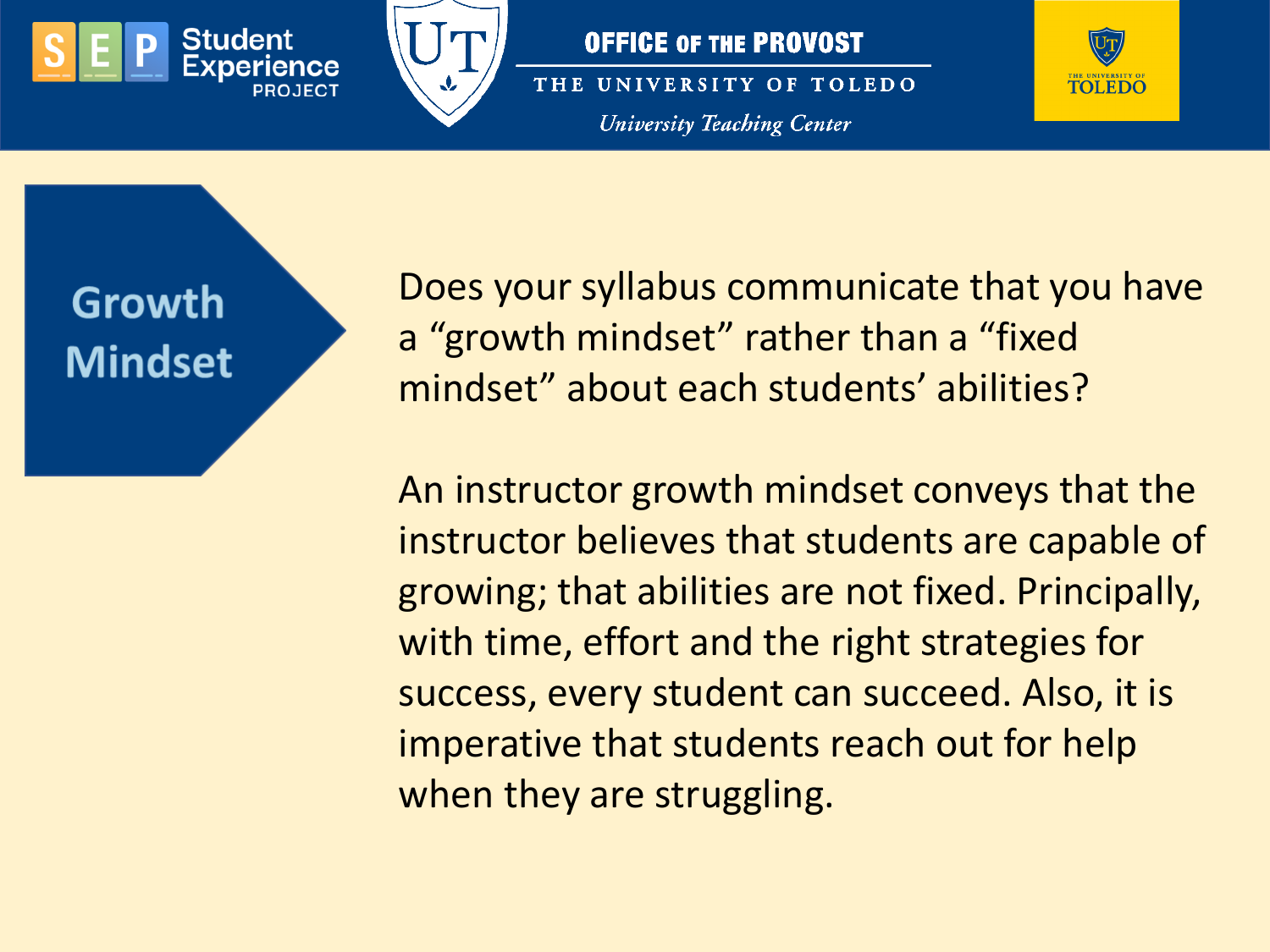## Growth Mindset

Does your syllabus communicate that you have a "growth mindset" rather than a "fixed mindset" about each students' abilities?

An instructor growth mindset conveys that the instructor believes that students are capable of growing; that abilities are not fixed. Principally, with time, effort and the right strategies for success, every student can succeed. Also, it is imperative that students reach out for help when they are struggling.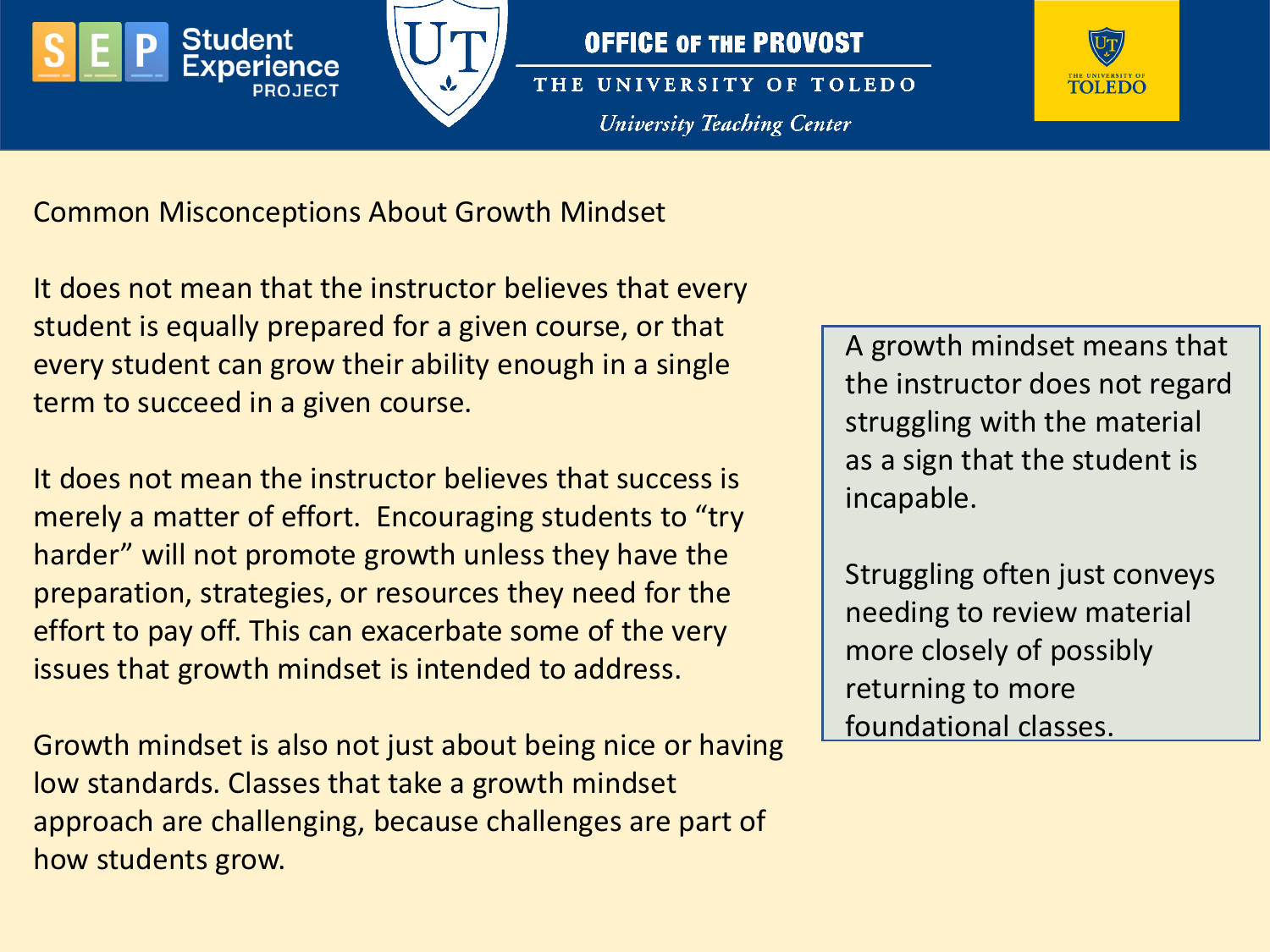## Common Misconceptions About Growth Mindset

It does not mean that the instructor believes that every student is equally prepared for a given course, or that every student can grow their ability enough in a single term to succeed in a given course.

It does not mean the instructor believes that success is merely a matter of effort. Encouraging students to “try harder” will not promote growth unless they have the preparation, strategies, or resources they need for the effort to pay off. This can exacerbate some of the very issues that growth mindset is intended to address.

Growth mindset is also not just about being nice or having low standards. Classes that take a growth mindset approach are challenging, because challenges are part of how students grow.

> A growth mindset means that the instructor does not regard struggling with the material as a sign that the student is incapable.
>
> Struggling often just conveys needing to review material more closely of possibly returning to more foundational classes.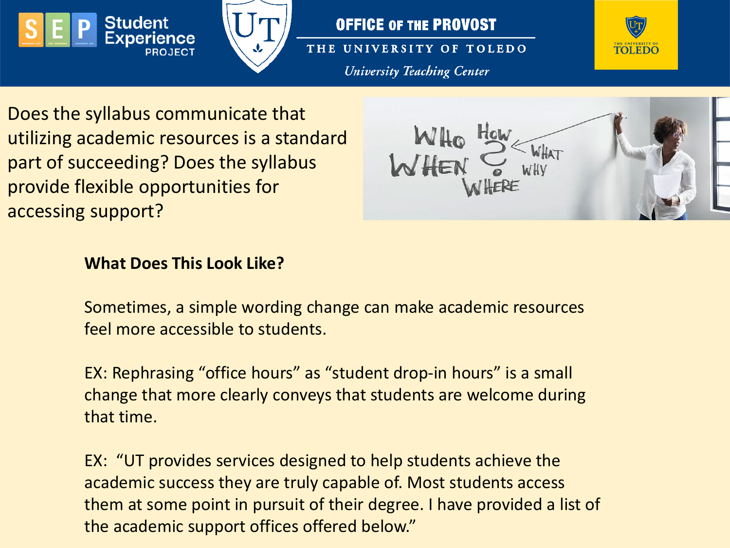Does the syllabus communicate that utilizing academic resources is a standard part of succeeding? Does the syllabus provide flexible opportunities for accessing support?

**What Does This Look Like?**

Sometimes, a simple wording change can make academic resources feel more accessible to students.

EX: Rephrasing "office hours" as "student drop-in hours" is a small change that more clearly conveys that students are welcome during that time.

EX: "UT provides services designed to help students achieve the academic success they are truly capable of. Most students access them at some point in pursuit of their degree. I have provided a list of the academic support offices offered below."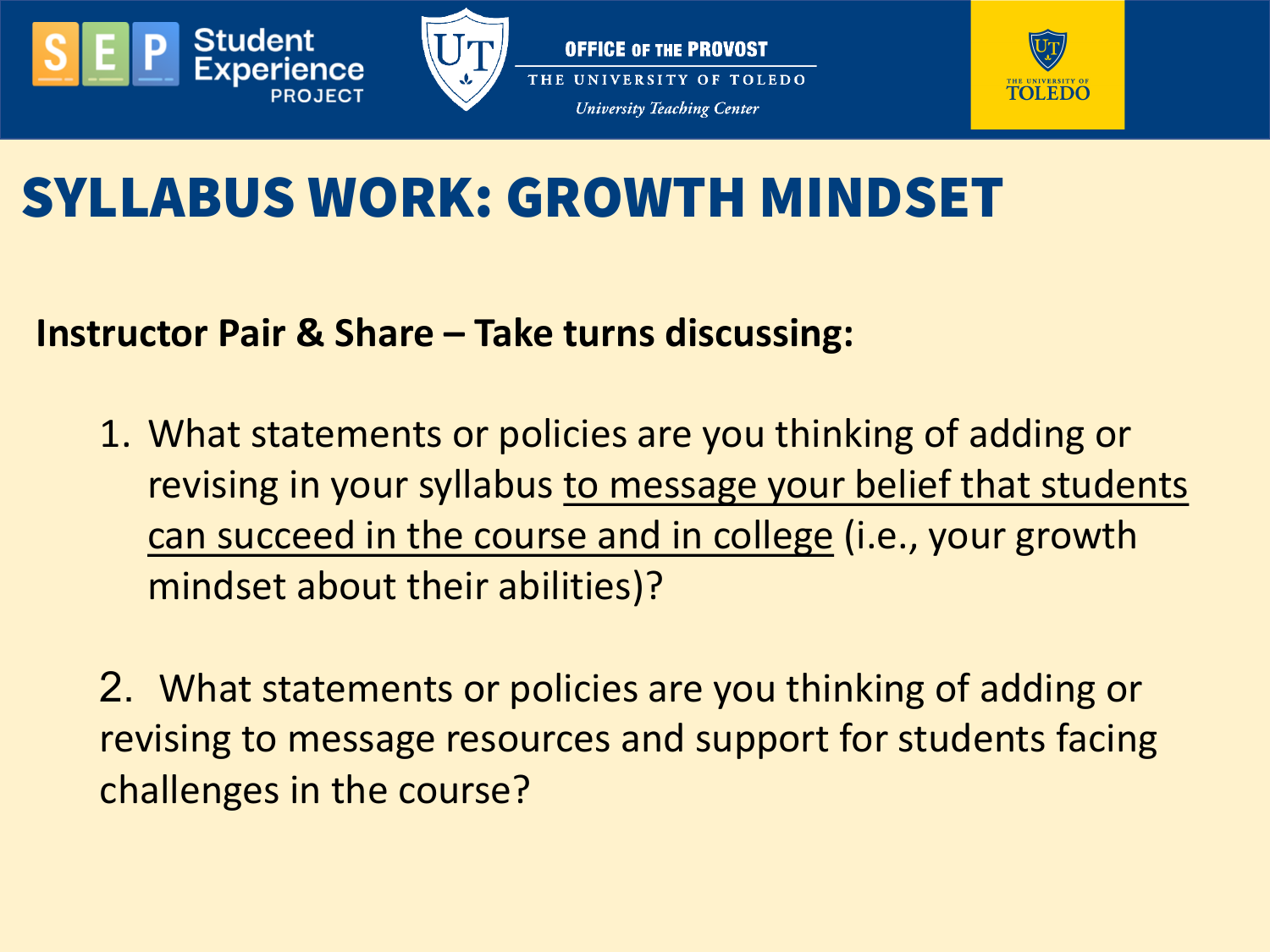# SYLLABUS WORK: GROWTH MINDSET

**Instructor Pair & Share – Take turns discussing:**

1. What statements or policies are you thinking of adding or revising in your syllabus <u>to message your belief that students can succeed in the course and in college</u> (i.e., your growth mindset about their abilities)?

2. What statements or policies are you thinking of adding or revising to message resources and support for students facing challenges in the course?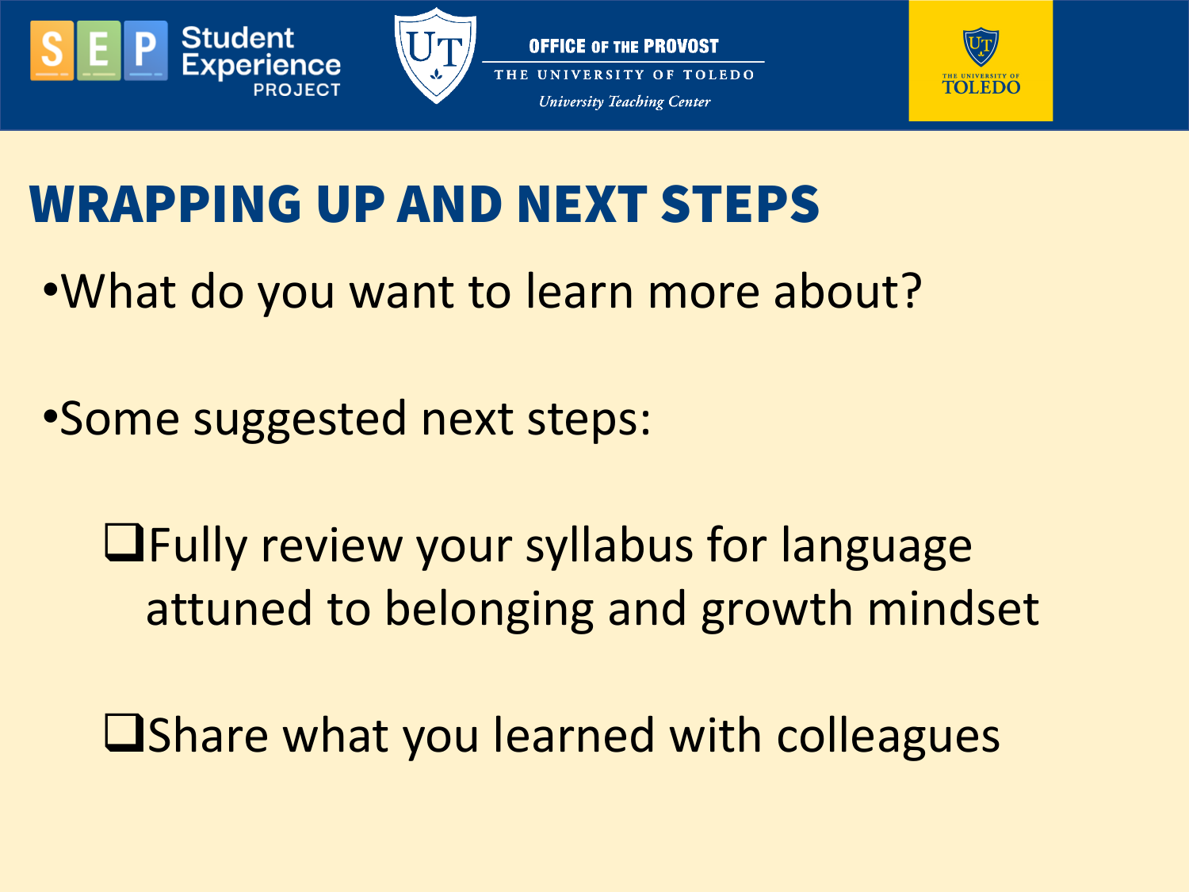# WRAPPING UP AND NEXT STEPS

- What do you want to learn more about?
- Some suggested next steps:
  - ❑ Fully review your syllabus for language attuned to belonging and growth mindset
  - ❑ Share what you learned with colleagues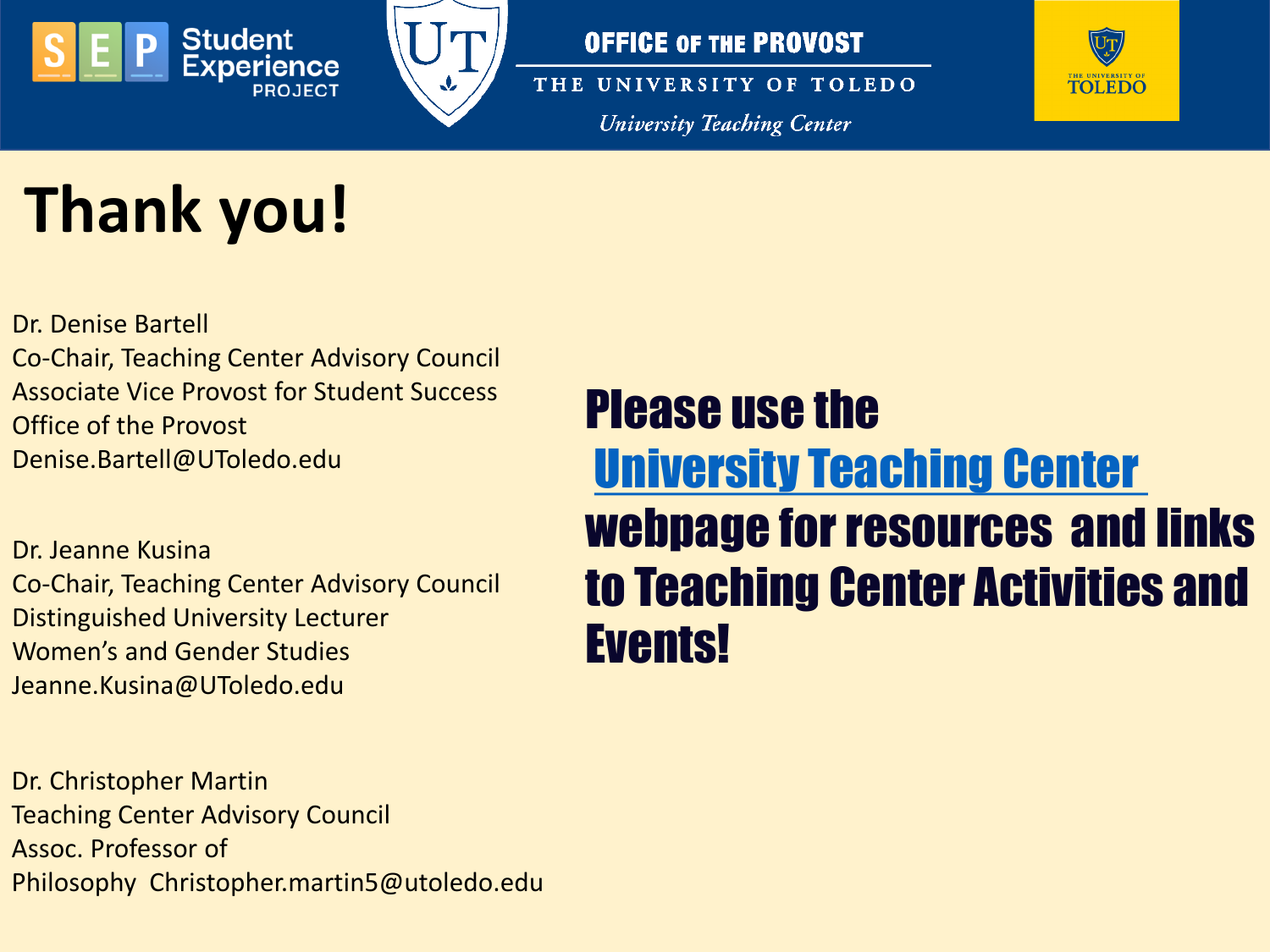SEP Student Experience PROJECT

OFFICE OF THE PROVOST

THE UNIVERSITY OF TOLEDO

*University Teaching Center*

# Thank you!

Dr. Denise Bartell
Co-Chair, Teaching Center Advisory Council
Associate Vice Provost for Student Success
Office of the Provost
Denise.Bartell@UToledo.edu

Dr. Jeanne Kusina
Co-Chair, Teaching Center Advisory Council
Distinguished University Lecturer
Women's and Gender Studies
Jeanne.Kusina@UToledo.edu

Dr. Christopher Martin
Teaching Center Advisory Council
Assoc. Professor of
Philosophy Christopher.martin5@utoledo.edu

**Please use the University Teaching Center webpage for resources and links to Teaching Center Activities and Events!**